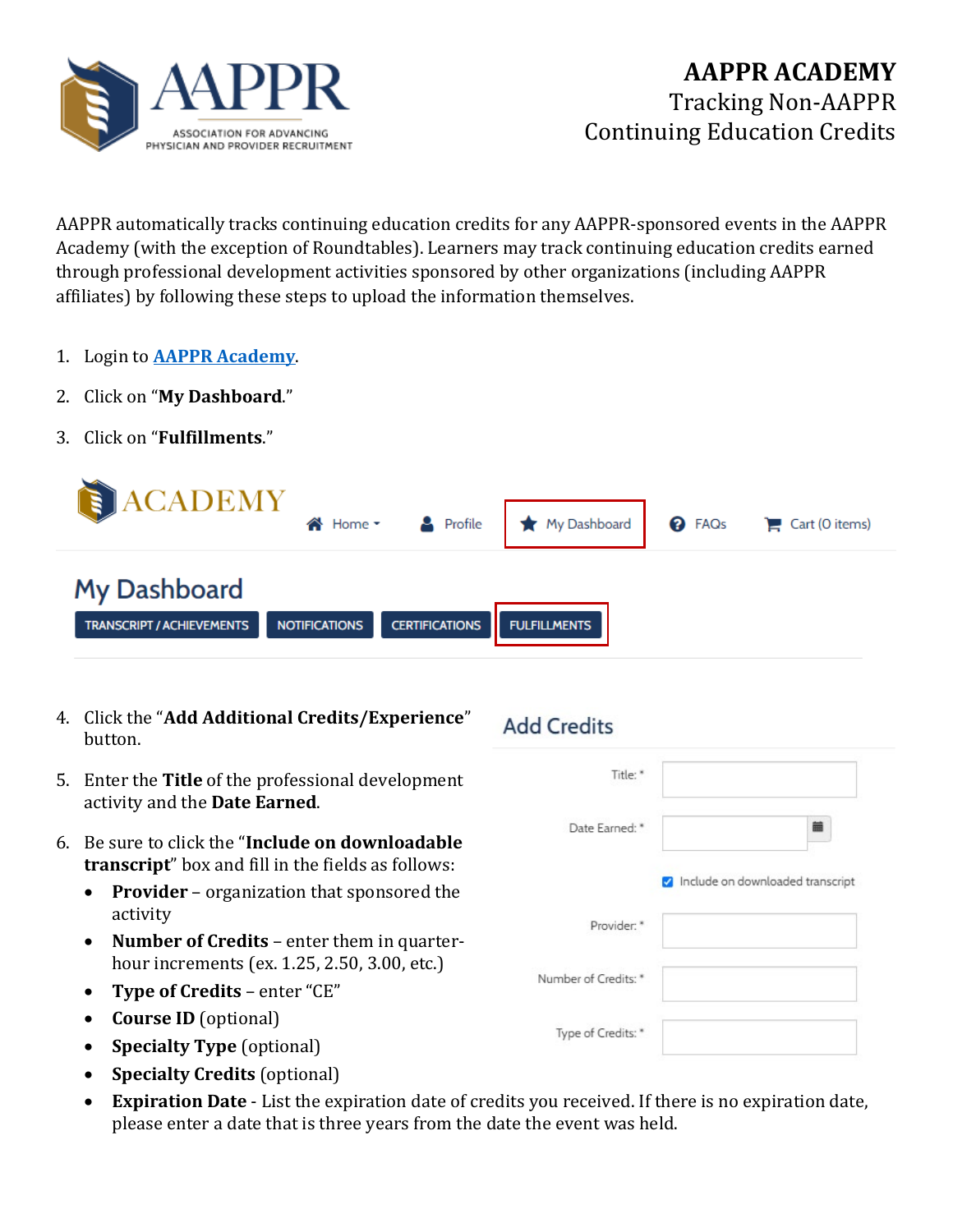# AAPPR ACADEMY

## Tracking Non-AAPPR Continuing Education Credits

AAPPR automatically tracks continuing education credits for any AAPPR-sponsored events in the AAPPR Academy (with the exception of Roundtables). Learners may track continuing education credits earned through professional development activities sponsored by other organizations (including AAPPR affiliates) by following these steps to upload the information themselves.

1. Login to [AAPPR Academy](AAPPR Academy).
2. Click on "**My Dashboard**."
3. Click on "**Fulfillments**."
4. Click the "**Add Additional Credits/Experience**" button.
5. Enter the **Title** of the professional development activity and the **Date Earned**.
6. Be sure to click the "**Include on downloadable transcript**" box and fill in the fields as follows:
   - **Provider** – organization that sponsored the activity
   - **Number of Credits** – enter them in quarter-hour increments (ex. 1.25, 2.50, 3.00, etc.)
   - **Type of Credits** – enter "CE"
   - **Course ID** (optional)
   - **Specialty Type** (optional)
   - **Specialty Credits** (optional)
   - **Expiration Date** - List the expiration date of credits you received. If there is no expiration date, please enter a date that is three years from the date the event was held.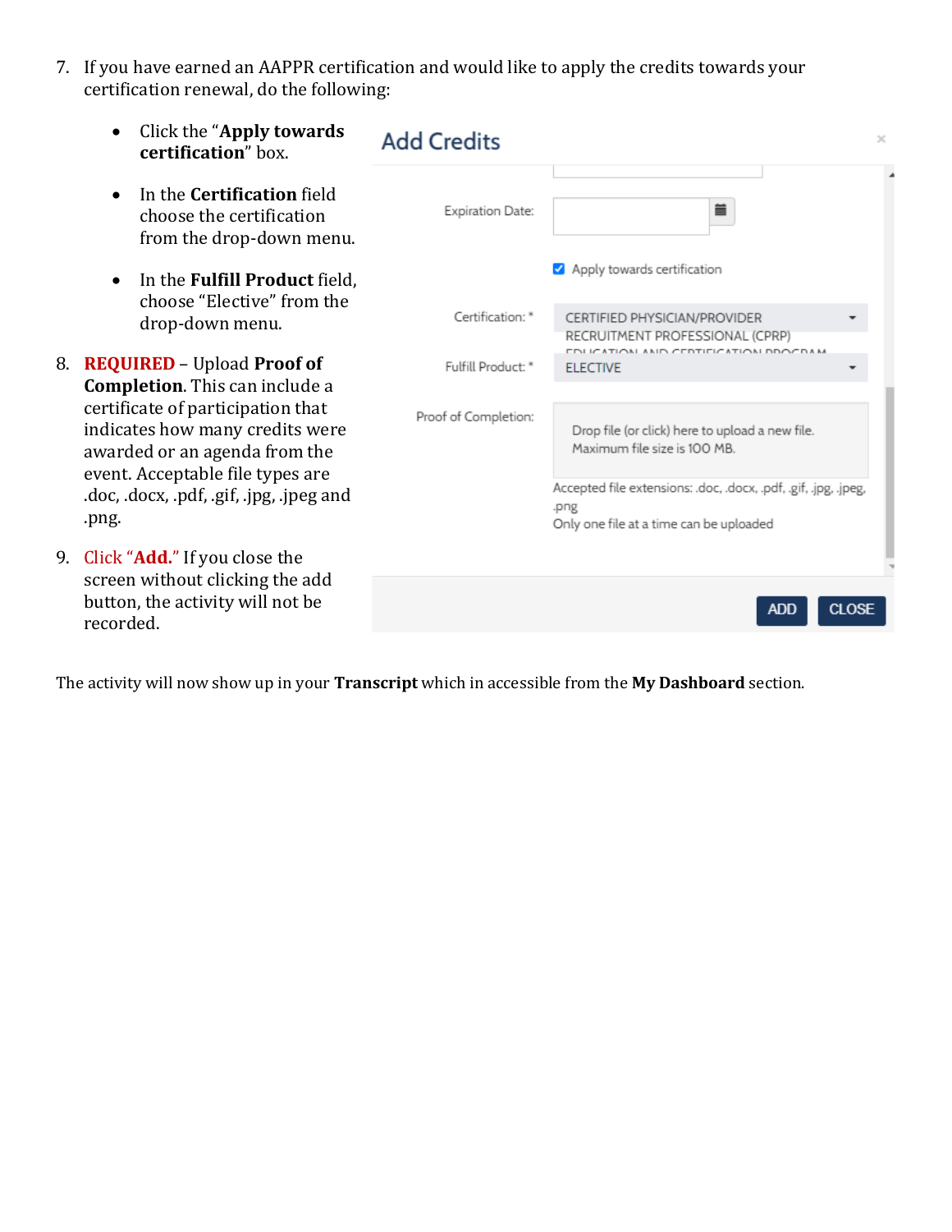7. If you have earned an AAPPR certification and would like to apply the credits towards your certification renewal, do the following:

   - Click the "**Apply towards certification**" box.
   - In the **Certification** field choose the certification from the drop-down menu.
   - In the **Fulfill Product** field, choose "Elective" from the drop-down menu.

8. **REQUIRED** – Upload **Proof of Completion**. This can include a certificate of participation that indicates how many credits were awarded or an agenda from the event. Acceptable file types are .doc, .docx, .pdf, .gif, .jpg, .jpeg and .png.

9. Click "**Add.**" If you close the screen without clicking the add button, the activity will not be recorded.

Add Credits

Expiration Date:

Apply towards certification

Certification: * CERTIFIED PHYSICIAN/PROVIDER RECRUITMENT PROFESSIONAL (CPRP) EDUCATION AND CERTIFICATION PROGRAM

Fulfill Product: * ELECTIVE

Proof of Completion: Drop file (or click) here to upload a new file. Maximum file size is 100 MB.

Accepted file extensions: .doc, .docx, .pdf, .gif, .jpg, .jpeg, .png

Only one file at a time can be uploaded

ADD CLOSE

The activity will now show up in your **Transcript** which in accessible from the **My Dashboard** section.